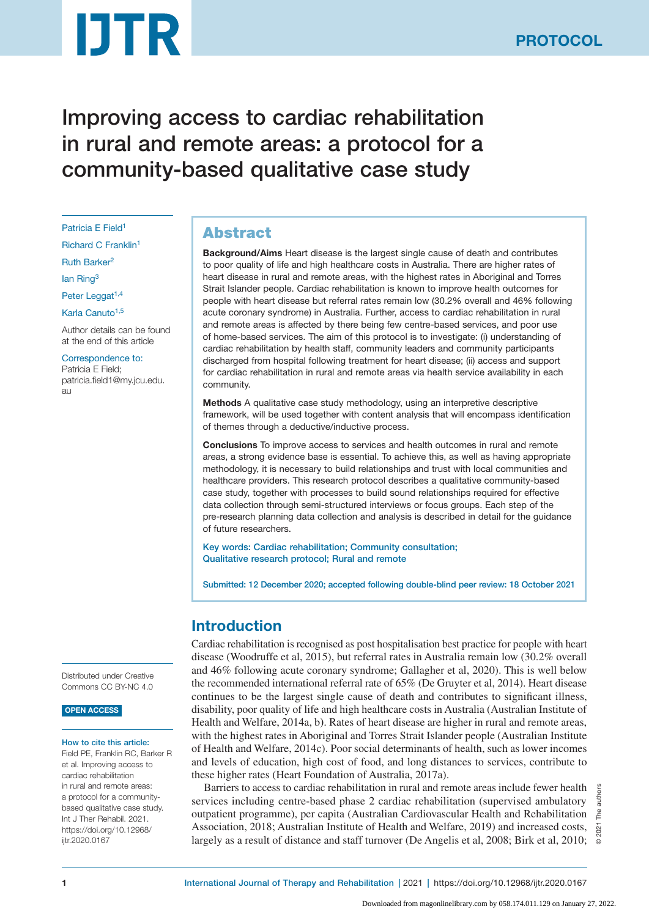PROTOCOL

# Improving access to cardiac rehabilitation in rural and remote areas: a protocol for a community-based qualitative case study

Patricia E Field[1]
Richard C Franklin[1]
Ruth Barker[2]
Ian Ring[3]
Peter Leggat[1,4]
Karla Canuto[1,5]

Author details can be found at the end of this article

Correspondence to:
Patricia E Field;
patricia.field1@my.jcu.edu.au

## Abstract

**Background/Aims** Heart disease is the largest single cause of death and contributes to poor quality of life and high healthcare costs in Australia. There are higher rates of heart disease in rural and remote areas, with the highest rates in Aboriginal and Torres Strait Islander people. Cardiac rehabilitation is known to improve health outcomes for people with heart disease but referral rates remain low (30.2% overall and 46% following acute coronary syndrome) in Australia. Further, access to cardiac rehabilitation in rural and remote areas is affected by there being few centre-based services, and poor use of home-based services. The aim of this protocol is to investigate: (i) understanding of cardiac rehabilitation by health staff, community leaders and community participants discharged from hospital following treatment for heart disease; (ii) access and support for cardiac rehabilitation in rural and remote areas via health service availability in each community.

**Methods** A qualitative case study methodology, using an interpretive descriptive framework, will be used together with content analysis that will encompass identification of themes through a deductive/inductive process.

**Conclusions** To improve access to services and health outcomes in rural and remote areas, a strong evidence base is essential. To achieve this, as well as having appropriate methodology, it is necessary to build relationships and trust with local communities and healthcare providers. This research protocol describes a qualitative community-based case study, together with processes to build sound relationships required for effective data collection through semi-structured interviews or focus groups. Each step of the pre-research planning data collection and analysis is described in detail for the guidance of future researchers.

Key words: Cardiac rehabilitation; Community consultation; Qualitative research protocol; Rural and remote

Submitted: 12 December 2020; accepted following double-blind peer review: 18 October 2021

## Introduction

Cardiac rehabilitation is recognised as post hospitalisation best practice for people with heart disease (Woodruffe et al, 2015), but referral rates in Australia remain low (30.2% overall and 46% following acute coronary syndrome; Gallagher et al, 2020). This is well below the recommended international referral rate of 65% (De Gruyter et al, 2014). Heart disease continues to be the largest single cause of death and contributes to significant illness, disability, poor quality of life and high healthcare costs in Australia (Australian Institute of Health and Welfare, 2014a, b). Rates of heart disease are higher in rural and remote areas, with the highest rates in Aboriginal and Torres Strait Islander people (Australian Institute of Health and Welfare, 2014c). Poor social determinants of health, such as lower incomes and levels of education, high cost of food, and long distances to services, contribute to these higher rates (Heart Foundation of Australia, 2017a).

Barriers to access to cardiac rehabilitation in rural and remote areas include fewer health services including centre-based phase 2 cardiac rehabilitation (supervised ambulatory outpatient programme), per capita (Australian Cardiovascular Health and Rehabilitation Association, 2018; Australian Institute of Health and Welfare, 2019) and increased costs, largely as a result of distance and staff turnover (De Angelis et al, 2008; Birk et al, 2010;

Distributed under Creative Commons CC BY-NC 4.0

OPEN ACCESS

How to cite this article:
Field PE, Franklin RC, Barker R et al. Improving access to cardiac rehabilitation in rural and remote areas: a protocol for a community-based qualitative case study. Int J Ther Rehabil. 2021. https://doi.org/10.12968/ijtr.2020.0167

© 2021 The authors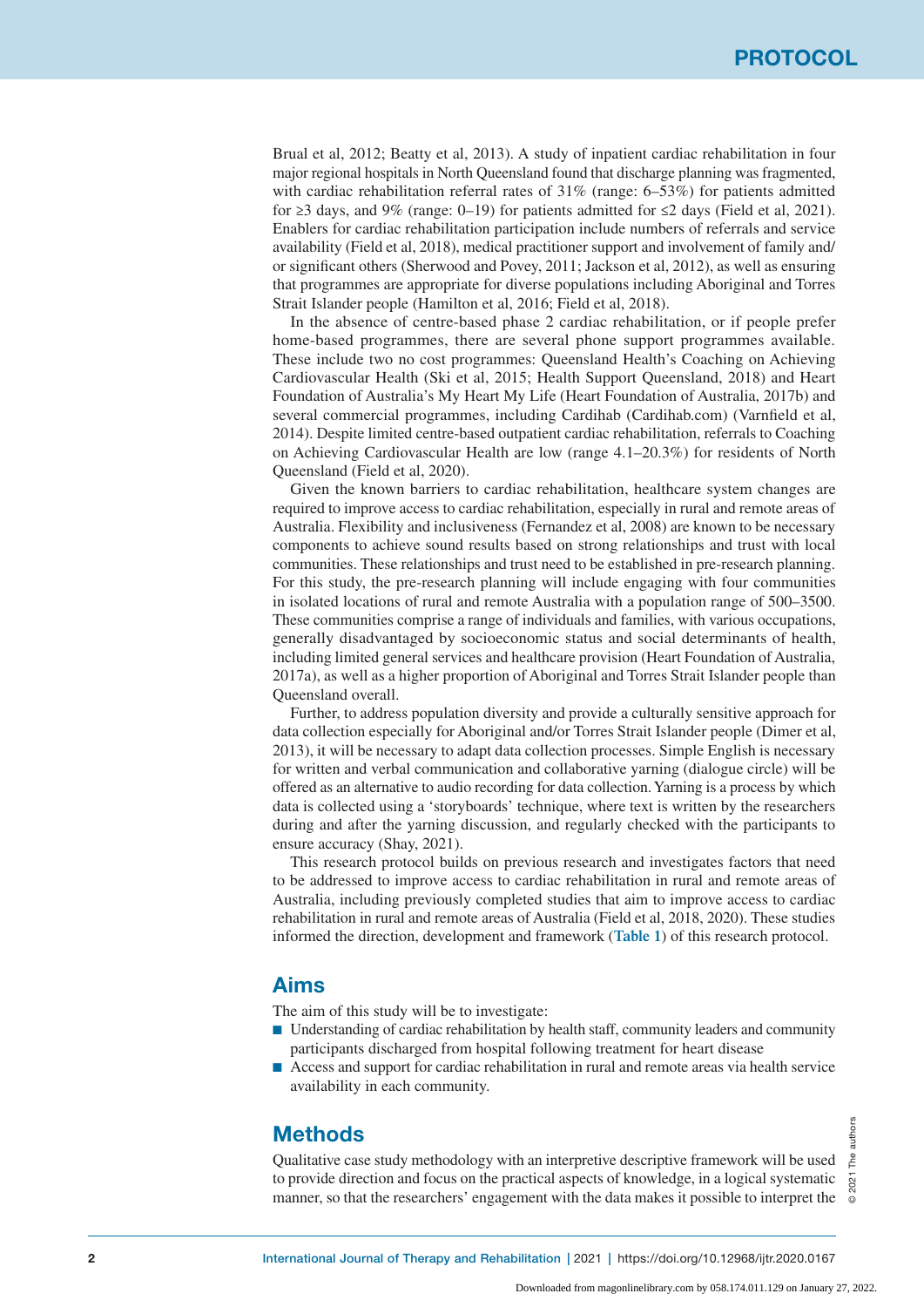Brual et al, 2012; Beatty et al, 2013). A study of inpatient cardiac rehabilitation in four major regional hospitals in North Queensland found that discharge planning was fragmented, with cardiac rehabilitation referral rates of 31% (range: 6–53%) for patients admitted for ≥3 days, and 9% (range: 0–19) for patients admitted for ≤2 days (Field et al, 2021). Enablers for cardiac rehabilitation participation include numbers of referrals and service availability (Field et al, 2018), medical practitioner support and involvement of family and/or significant others (Sherwood and Povey, 2011; Jackson et al, 2012), as well as ensuring that programmes are appropriate for diverse populations including Aboriginal and Torres Strait Islander people (Hamilton et al, 2016; Field et al, 2018).

In the absence of centre-based phase 2 cardiac rehabilitation, or if people prefer home-based programmes, there are several phone support programmes available. These include two no cost programmes: Queensland Health's Coaching on Achieving Cardiovascular Health (Ski et al, 2015; Health Support Queensland, 2018) and Heart Foundation of Australia's My Heart My Life (Heart Foundation of Australia, 2017b) and several commercial programmes, including Cardihab (Cardihab.com) (Varnfield et al, 2014). Despite limited centre-based outpatient cardiac rehabilitation, referrals to Coaching on Achieving Cardiovascular Health are low (range 4.1–20.3%) for residents of North Queensland (Field et al, 2020).

Given the known barriers to cardiac rehabilitation, healthcare system changes are required to improve access to cardiac rehabilitation, especially in rural and remote areas of Australia. Flexibility and inclusiveness (Fernandez et al, 2008) are known to be necessary components to achieve sound results based on strong relationships and trust with local communities. These relationships and trust need to be established in pre-research planning. For this study, the pre-research planning will include engaging with four communities in isolated locations of rural and remote Australia with a population range of 500–3500. These communities comprise a range of individuals and families, with various occupations, generally disadvantaged by socioeconomic status and social determinants of health, including limited general services and healthcare provision (Heart Foundation of Australia, 2017a), as well as a higher proportion of Aboriginal and Torres Strait Islander people than Queensland overall.

Further, to address population diversity and provide a culturally sensitive approach for data collection especially for Aboriginal and/or Torres Strait Islander people (Dimer et al, 2013), it will be necessary to adapt data collection processes. Simple English is necessary for written and verbal communication and collaborative yarning (dialogue circle) will be offered as an alternative to audio recording for data collection. Yarning is a process by which data is collected using a 'storyboards' technique, where text is written by the researchers during and after the yarning discussion, and regularly checked with the participants to ensure accuracy (Shay, 2021).

This research protocol builds on previous research and investigates factors that need to be addressed to improve access to cardiac rehabilitation in rural and remote areas of Australia, including previously completed studies that aim to improve access to cardiac rehabilitation in rural and remote areas of Australia (Field et al, 2018, 2020). These studies informed the direction, development and framework (**Table 1**) of this research protocol.

## Aims

The aim of this study will be to investigate:

- Understanding of cardiac rehabilitation by health staff, community leaders and community participants discharged from hospital following treatment for heart disease
- Access and support for cardiac rehabilitation in rural and remote areas via health service availability in each community.

## Methods

Qualitative case study methodology with an interpretive descriptive framework will be used to provide direction and focus on the practical aspects of knowledge, in a logical systematic manner, so that the researchers' engagement with the data makes it possible to interpret the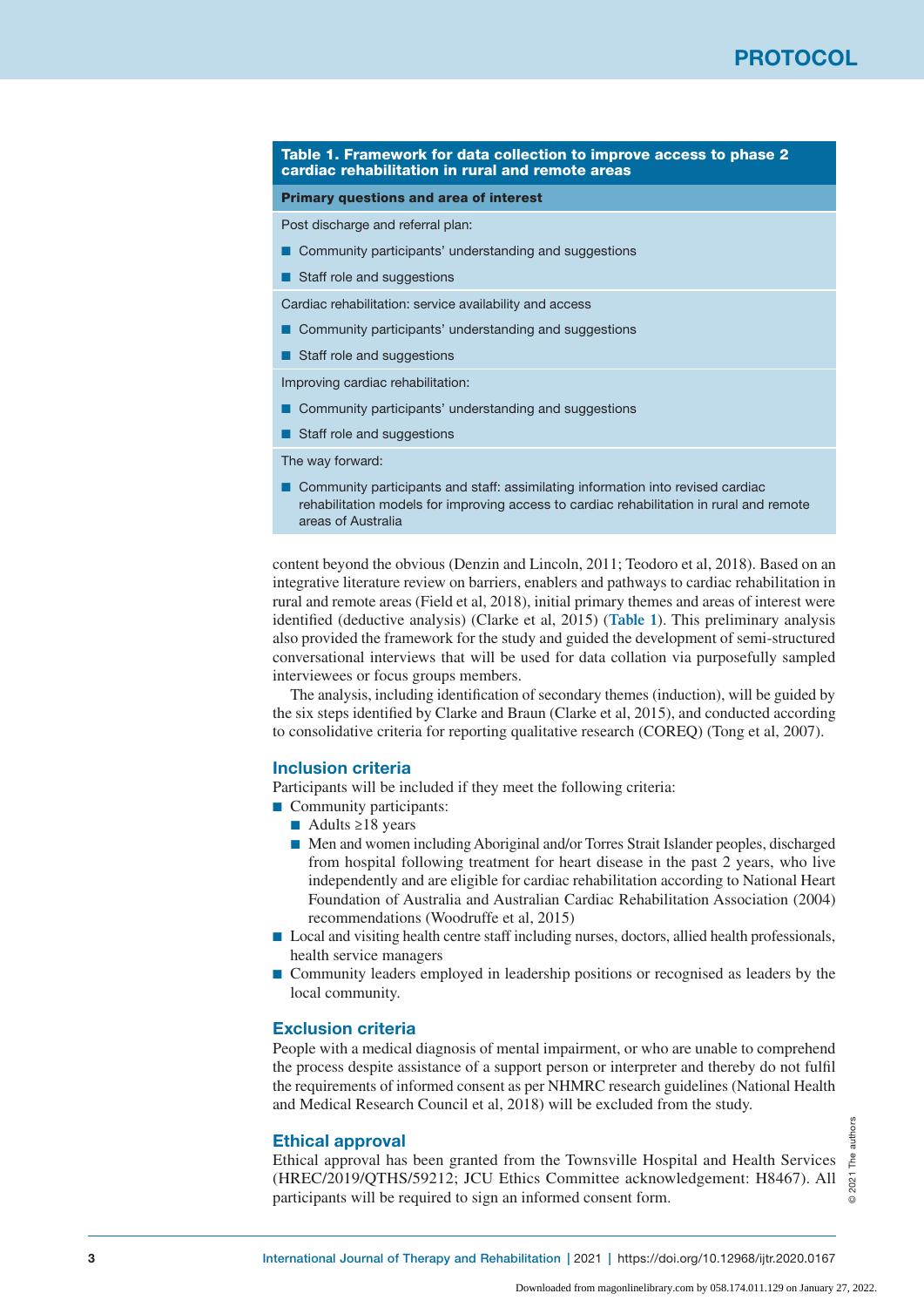**Table 1. Framework for data collection to improve access to phase 2 cardiac rehabilitation in rural and remote areas**

| Primary questions and area of interest |
| --- |
| Post discharge and referral plan:<br>■ Community participants' understanding and suggestions<br>■ Staff role and suggestions |
| Cardiac rehabilitation: service availability and access<br>■ Community participants' understanding and suggestions<br>■ Staff role and suggestions |
| Improving cardiac rehabilitation:<br>■ Community participants' understanding and suggestions<br>■ Staff role and suggestions |
| The way forward:<br>■ Community participants and staff: assimilating information into revised cardiac rehabilitation models for improving access to cardiac rehabilitation in rural and remote areas of Australia |

content beyond the obvious (Denzin and Lincoln, 2011; Teodoro et al, 2018). Based on an integrative literature review on barriers, enablers and pathways to cardiac rehabilitation in rural and remote areas (Field et al, 2018), initial primary themes and areas of interest were identified (deductive analysis) (Clarke et al, 2015) (**Table 1**). This preliminary analysis also provided the framework for the study and guided the development of semi-structured conversational interviews that will be used for data collation via purposefully sampled interviewees or focus groups members.

The analysis, including identification of secondary themes (induction), will be guided by the six steps identified by Clarke and Braun (Clarke et al, 2015), and conducted according to consolidative criteria for reporting qualitative research (COREQ) (Tong et al, 2007).

## Inclusion criteria

Participants will be included if they meet the following criteria:

- Community participants:
  - Adults ≥18 years
  - Men and women including Aboriginal and/or Torres Strait Islander peoples, discharged from hospital following treatment for heart disease in the past 2 years, who live independently and are eligible for cardiac rehabilitation according to National Heart Foundation of Australia and Australian Cardiac Rehabilitation Association (2004) recommendations (Woodruffe et al, 2015)
- Local and visiting health centre staff including nurses, doctors, allied health professionals, health service managers
- Community leaders employed in leadership positions or recognised as leaders by the local community.

## Exclusion criteria

People with a medical diagnosis of mental impairment, or who are unable to comprehend the process despite assistance of a support person or interpreter and thereby do not fulfil the requirements of informed consent as per NHMRC research guidelines (National Health and Medical Research Council et al, 2018) will be excluded from the study.

## Ethical approval

Ethical approval has been granted from the Townsville Hospital and Health Services (HREC/2019/QTHS/59212; JCU Ethics Committee acknowledgement: H8467). All participants will be required to sign an informed consent form.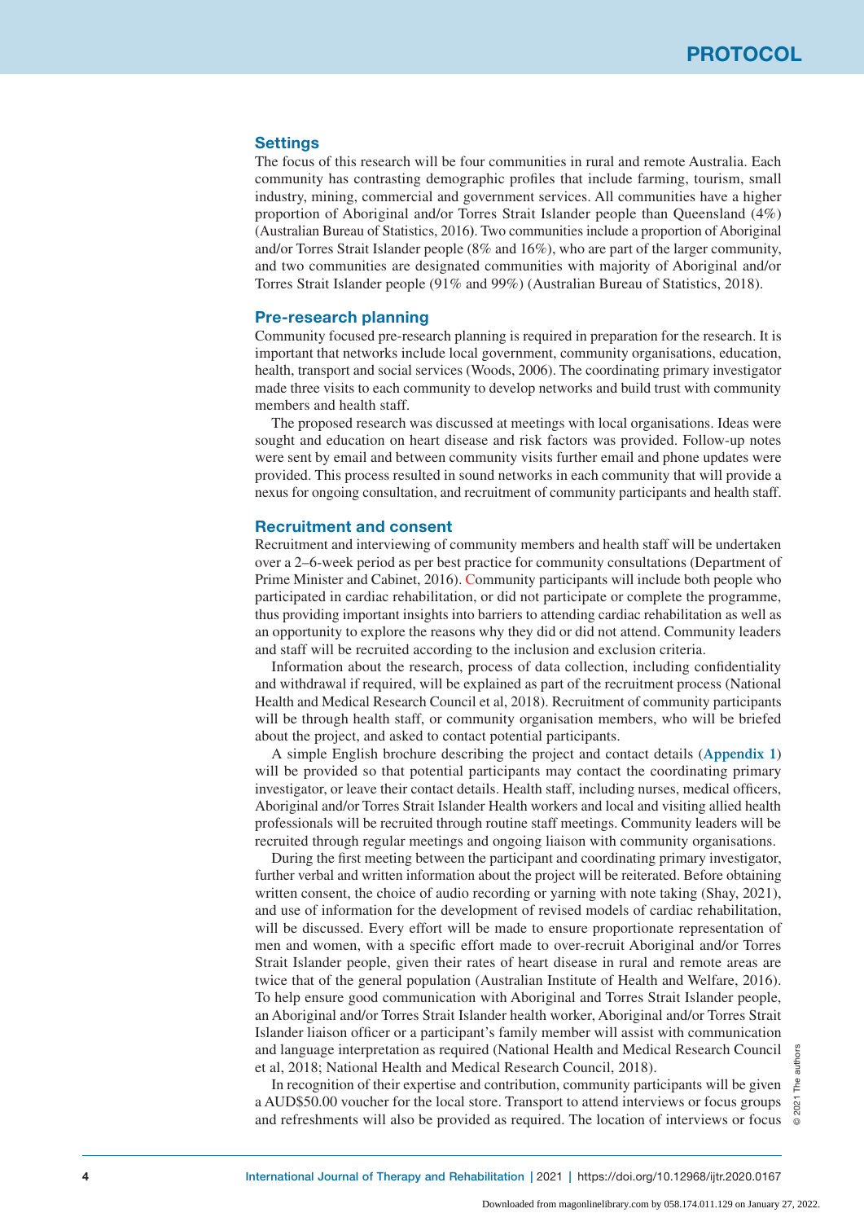## Settings

The focus of this research will be four communities in rural and remote Australia. Each community has contrasting demographic profiles that include farming, tourism, small industry, mining, commercial and government services. All communities have a higher proportion of Aboriginal and/or Torres Strait Islander people than Queensland (4%) (Australian Bureau of Statistics, 2016). Two communities include a proportion of Aboriginal and/or Torres Strait Islander people (8% and 16%), who are part of the larger community, and two communities are designated communities with majority of Aboriginal and/or Torres Strait Islander people (91% and 99%) (Australian Bureau of Statistics, 2018).

## Pre-research planning

Community focused pre-research planning is required in preparation for the research. It is important that networks include local government, community organisations, education, health, transport and social services (Woods, 2006). The coordinating primary investigator made three visits to each community to develop networks and build trust with community members and health staff.

The proposed research was discussed at meetings with local organisations. Ideas were sought and education on heart disease and risk factors was provided. Follow-up notes were sent by email and between community visits further email and phone updates were provided. This process resulted in sound networks in each community that will provide a nexus for ongoing consultation, and recruitment of community participants and health staff.

## Recruitment and consent

Recruitment and interviewing of community members and health staff will be undertaken over a 2–6-week period as per best practice for community consultations (Department of Prime Minister and Cabinet, 2016). Community participants will include both people who participated in cardiac rehabilitation, or did not participate or complete the programme, thus providing important insights into barriers to attending cardiac rehabilitation as well as an opportunity to explore the reasons why they did or did not attend. Community leaders and staff will be recruited according to the inclusion and exclusion criteria.

Information about the research, process of data collection, including confidentiality and withdrawal if required, will be explained as part of the recruitment process (National Health and Medical Research Council et al, 2018). Recruitment of community participants will be through health staff, or community organisation members, who will be briefed about the project, and asked to contact potential participants.

A simple English brochure describing the project and contact details (**Appendix 1**) will be provided so that potential participants may contact the coordinating primary investigator, or leave their contact details. Health staff, including nurses, medical officers, Aboriginal and/or Torres Strait Islander Health workers and local and visiting allied health professionals will be recruited through routine staff meetings. Community leaders will be recruited through regular meetings and ongoing liaison with community organisations.

During the first meeting between the participant and coordinating primary investigator, further verbal and written information about the project will be reiterated. Before obtaining written consent, the choice of audio recording or yarning with note taking (Shay, 2021), and use of information for the development of revised models of cardiac rehabilitation, will be discussed. Every effort will be made to ensure proportionate representation of men and women, with a specific effort made to over-recruit Aboriginal and/or Torres Strait Islander people, given their rates of heart disease in rural and remote areas are twice that of the general population (Australian Institute of Health and Welfare, 2016). To help ensure good communication with Aboriginal and Torres Strait Islander people, an Aboriginal and/or Torres Strait Islander health worker, Aboriginal and/or Torres Strait Islander liaison officer or a participant's family member will assist with communication and language interpretation as required (National Health and Medical Research Council et al, 2018; National Health and Medical Research Council, 2018).

In recognition of their expertise and contribution, community participants will be given a AUD$50.00 voucher for the local store. Transport to attend interviews or focus groups and refreshments will also be provided as required. The location of interviews or focus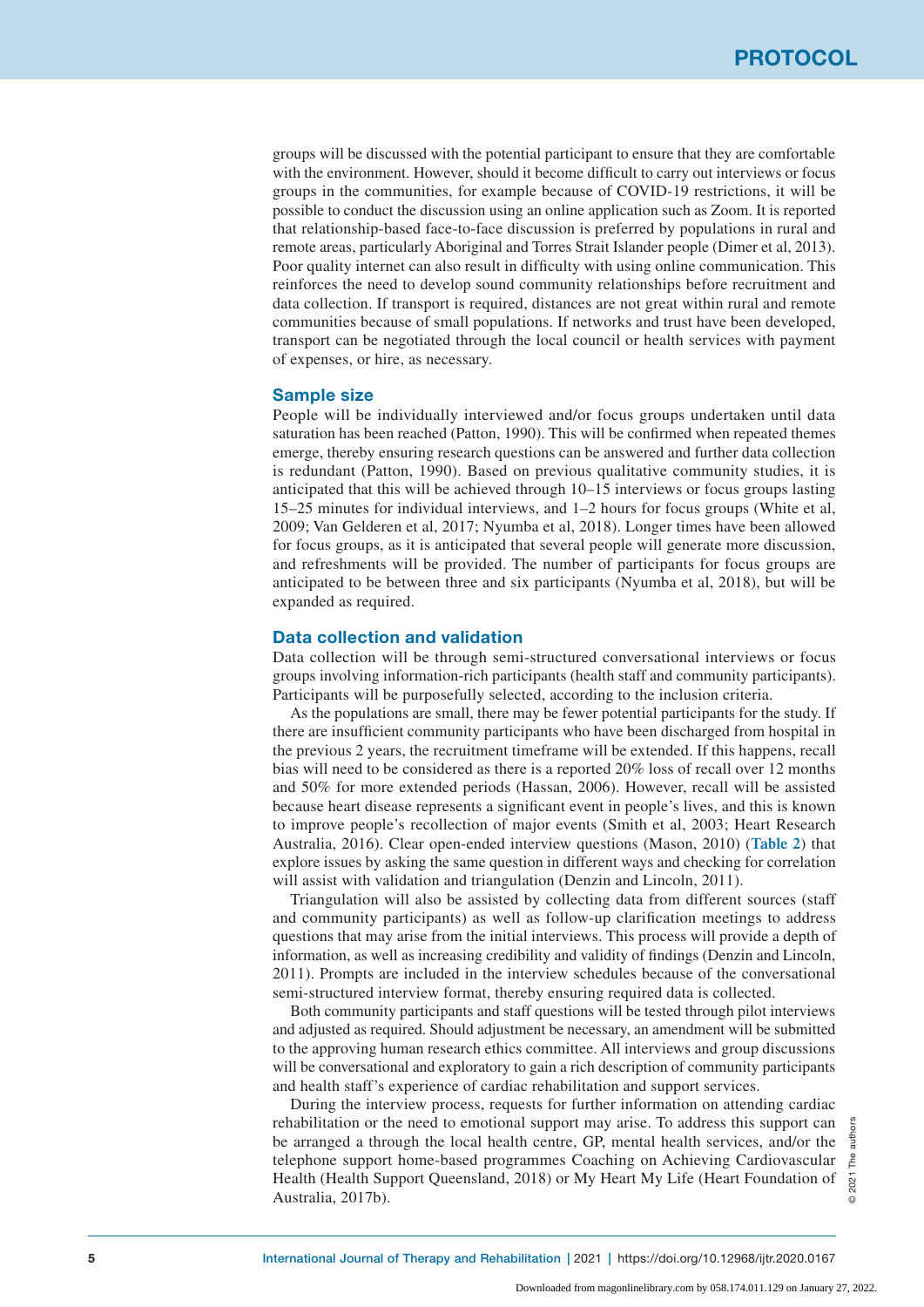groups will be discussed with the potential participant to ensure that they are comfortable with the environment. However, should it become difficult to carry out interviews or focus groups in the communities, for example because of COVID-19 restrictions, it will be possible to conduct the discussion using an online application such as Zoom. It is reported that relationship-based face-to-face discussion is preferred by populations in rural and remote areas, particularly Aboriginal and Torres Strait Islander people (Dimer et al, 2013). Poor quality internet can also result in difficulty with using online communication. This reinforces the need to develop sound community relationships before recruitment and data collection. If transport is required, distances are not great within rural and remote communities because of small populations. If networks and trust have been developed, transport can be negotiated through the local council or health services with payment of expenses, or hire, as necessary.

## Sample size

People will be individually interviewed and/or focus groups undertaken until data saturation has been reached (Patton, 1990). This will be confirmed when repeated themes emerge, thereby ensuring research questions can be answered and further data collection is redundant (Patton, 1990). Based on previous qualitative community studies, it is anticipated that this will be achieved through 10–15 interviews or focus groups lasting 15–25 minutes for individual interviews, and 1–2 hours for focus groups (White et al, 2009; Van Gelderen et al, 2017; Nyumba et al, 2018). Longer times have been allowed for focus groups, as it is anticipated that several people will generate more discussion, and refreshments will be provided. The number of participants for focus groups are anticipated to be between three and six participants (Nyumba et al, 2018), but will be expanded as required.

## Data collection and validation

Data collection will be through semi-structured conversational interviews or focus groups involving information-rich participants (health staff and community participants). Participants will be purposefully selected, according to the inclusion criteria.

As the populations are small, there may be fewer potential participants for the study. If there are insufficient community participants who have been discharged from hospital in the previous 2 years, the recruitment timeframe will be extended. If this happens, recall bias will need to be considered as there is a reported 20% loss of recall over 12 months and 50% for more extended periods (Hassan, 2006). However, recall will be assisted because heart disease represents a significant event in people's lives, and this is known to improve people's recollection of major events (Smith et al, 2003; Heart Research Australia, 2016). Clear open-ended interview questions (Mason, 2010) (**Table 2**) that explore issues by asking the same question in different ways and checking for correlation will assist with validation and triangulation (Denzin and Lincoln, 2011).

Triangulation will also be assisted by collecting data from different sources (staff and community participants) as well as follow-up clarification meetings to address questions that may arise from the initial interviews. This process will provide a depth of information, as well as increasing credibility and validity of findings (Denzin and Lincoln, 2011). Prompts are included in the interview schedules because of the conversational semi-structured interview format, thereby ensuring required data is collected.

Both community participants and staff questions will be tested through pilot interviews and adjusted as required. Should adjustment be necessary, an amendment will be submitted to the approving human research ethics committee. All interviews and group discussions will be conversational and exploratory to gain a rich description of community participants and health staff's experience of cardiac rehabilitation and support services.

During the interview process, requests for further information on attending cardiac rehabilitation or the need to emotional support may arise. To address this support can be arranged a through the local health centre, GP, mental health services, and/or the telephone support home-based programmes Coaching on Achieving Cardiovascular Health (Health Support Queensland, 2018) or My Heart My Life (Heart Foundation of Australia, 2017b).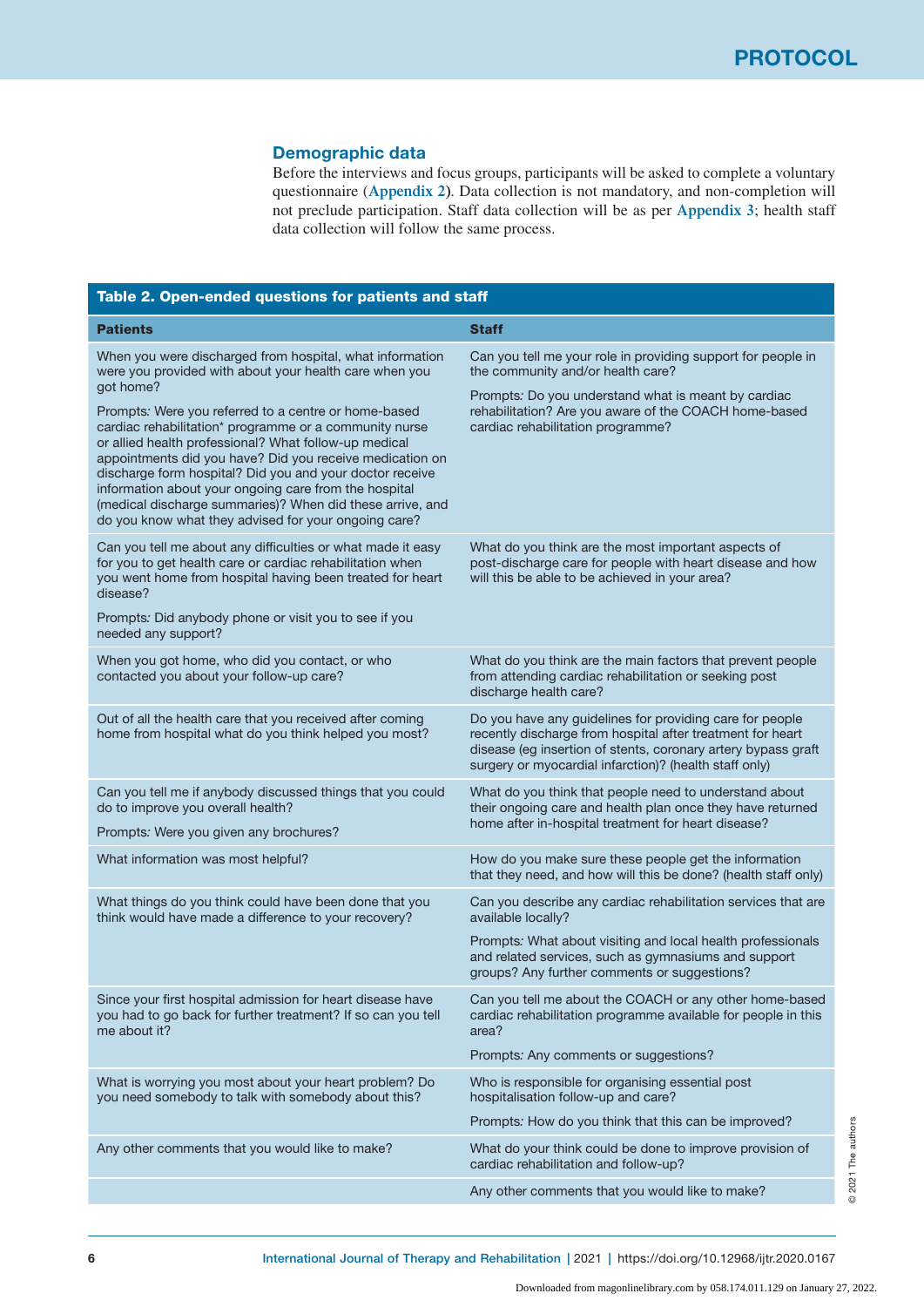## Demographic data

Before the interviews and focus groups, participants will be asked to complete a voluntary questionnaire (**Appendix 2**). Data collection is not mandatory, and non-completion will not preclude participation. Staff data collection will be as per **Appendix 3**; health staff data collection will follow the same process.

**Table 2. Open-ended questions for patients and staff**

| Patients | Staff |
|---|---|
| When you were discharged from hospital, what information were you provided with about your health care when you got home?<br><br>Prompts*:* Were you referred to a centre or home-based cardiac rehabilitation* programme or a community nurse or allied health professional? What follow-up medical appointments did you have? Did you receive medication on discharge form hospital? Did you and your doctor receive information about your ongoing care from the hospital (medical discharge summaries)? When did these arrive, and do you know what they advised for your ongoing care? | Can you tell me your role in providing support for people in the community and/or health care?<br><br>Prompts*:* Do you understand what is meant by cardiac rehabilitation? Are you aware of the COACH home-based cardiac rehabilitation programme? |
| Can you tell me about any difficulties or what made it easy for you to get health care or cardiac rehabilitation when you went home from hospital having been treated for heart disease?<br><br>Prompts*:* Did anybody phone or visit you to see if you needed any support? | What do you think are the most important aspects of post-discharge care for people with heart disease and how will this be able to be achieved in your area? |
| When you got home, who did you contact, or who contacted you about your follow-up care? | What do you think are the main factors that prevent people from attending cardiac rehabilitation or seeking post discharge health care? |
| Out of all the health care that you received after coming home from hospital what do you think helped you most? | Do you have any guidelines for providing care for people recently discharge from hospital after treatment for heart disease (eg insertion of stents, coronary artery bypass graft surgery or myocardial infarction)? (health staff only) |
| Can you tell me if anybody discussed things that you could do to improve you overall health?<br><br>Prompts*:* Were you given any brochures? | What do you think that people need to understand about their ongoing care and health plan once they have returned home after in-hospital treatment for heart disease? |
| What information was most helpful? | How do you make sure these people get the information that they need, and how will this be done? (health staff only) |
| What things do you think could have been done that you think would have made a difference to your recovery? | Can you describe any cardiac rehabilitation services that are available locally?<br><br>Prompts*:* What about visiting and local health professionals and related services, such as gymnasiums and support groups? Any further comments or suggestions? |
| Since your first hospital admission for heart disease have you had to go back for further treatment? If so can you tell me about it? | Can you tell me about the COACH or any other home-based cardiac rehabilitation programme available for people in this area?<br><br>Prompts*:* Any comments or suggestions? |
| What is worrying you most about your heart problem? Do you need somebody to talk with somebody about this? | Who is responsible for organising essential post hospitalisation follow-up and care?<br><br>Prompts*:* How do you think that this can be improved? |
| Any other comments that you would like to make? | What do your think could be done to improve provision of cardiac rehabilitation and follow-up? |
| | Any other comments that you would like to make? |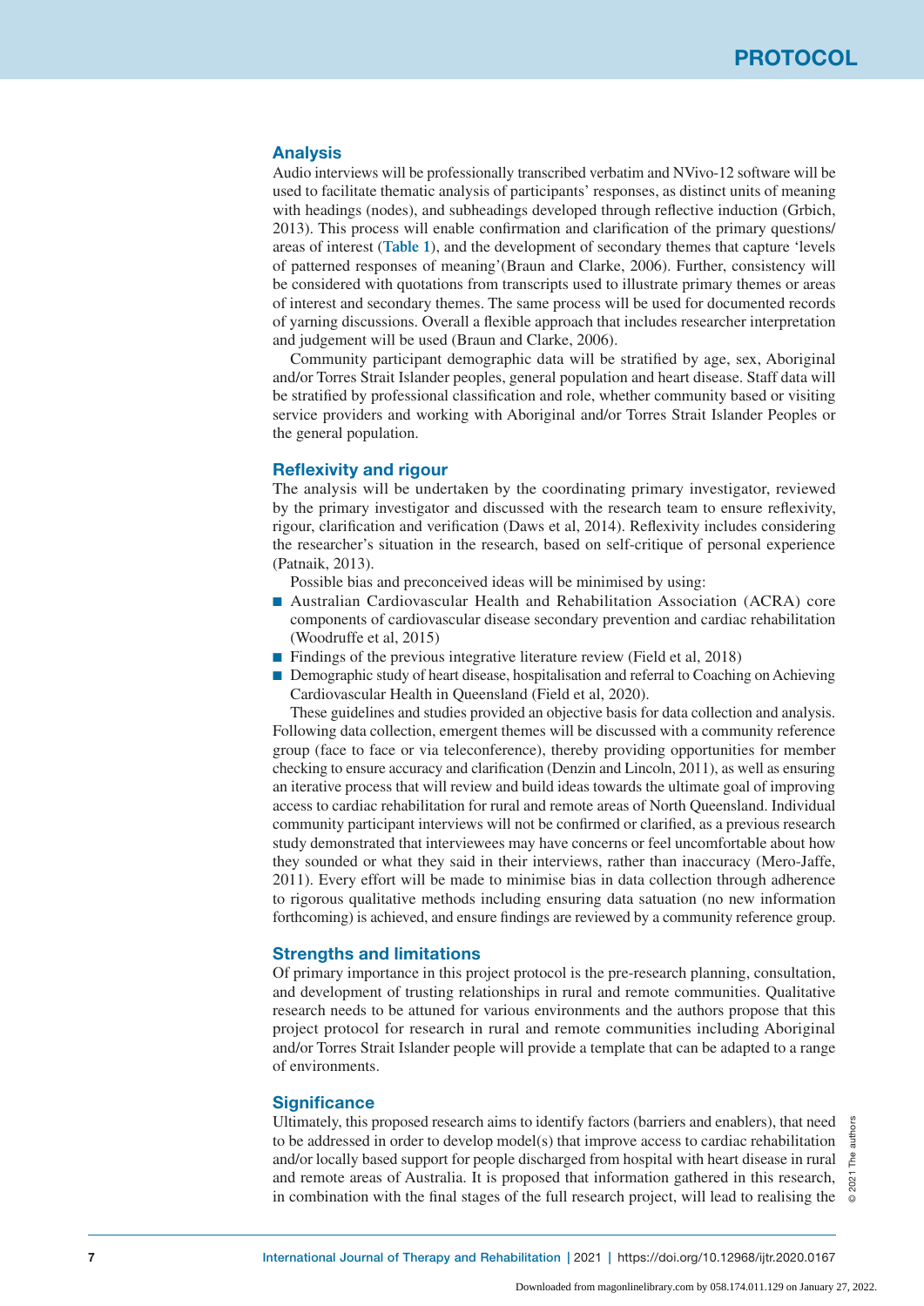## Analysis

Audio interviews will be professionally transcribed verbatim and NVivo-12 software will be used to facilitate thematic analysis of participants' responses, as distinct units of meaning with headings (nodes), and subheadings developed through reflective induction (Grbich, 2013). This process will enable confirmation and clarification of the primary questions/ areas of interest (**Table 1**), and the development of secondary themes that capture 'levels of patterned responses of meaning'(Braun and Clarke, 2006). Further, consistency will be considered with quotations from transcripts used to illustrate primary themes or areas of interest and secondary themes. The same process will be used for documented records of yarning discussions. Overall a flexible approach that includes researcher interpretation and judgement will be used (Braun and Clarke, 2006).

Community participant demographic data will be stratified by age, sex, Aboriginal and/or Torres Strait Islander peoples, general population and heart disease. Staff data will be stratified by professional classification and role, whether community based or visiting service providers and working with Aboriginal and/or Torres Strait Islander Peoples or the general population.

## Reflexivity and rigour

The analysis will be undertaken by the coordinating primary investigator, reviewed by the primary investigator and discussed with the research team to ensure reflexivity, rigour, clarification and verification (Daws et al, 2014). Reflexivity includes considering the researcher's situation in the research, based on self-critique of personal experience (Patnaik, 2013).

Possible bias and preconceived ideas will be minimised by using:

- Australian Cardiovascular Health and Rehabilitation Association (ACRA) core components of cardiovascular disease secondary prevention and cardiac rehabilitation (Woodruffe et al, 2015)
- Findings of the previous integrative literature review (Field et al, 2018)
- Demographic study of heart disease, hospitalisation and referral to Coaching on Achieving Cardiovascular Health in Queensland (Field et al, 2020).

These guidelines and studies provided an objective basis for data collection and analysis. Following data collection, emergent themes will be discussed with a community reference group (face to face or via teleconference), thereby providing opportunities for member checking to ensure accuracy and clarification (Denzin and Lincoln, 2011), as well as ensuring an iterative process that will review and build ideas towards the ultimate goal of improving access to cardiac rehabilitation for rural and remote areas of North Queensland. Individual community participant interviews will not be confirmed or clarified, as a previous research study demonstrated that interviewees may have concerns or feel uncomfortable about how they sounded or what they said in their interviews, rather than inaccuracy (Mero-Jaffe, 2011). Every effort will be made to minimise bias in data collection through adherence to rigorous qualitative methods including ensuring data satuation (no new information forthcoming) is achieved, and ensure findings are reviewed by a community reference group.

## Strengths and limitations

Of primary importance in this project protocol is the pre-research planning, consultation, and development of trusting relationships in rural and remote communities. Qualitative research needs to be attuned for various environments and the authors propose that this project protocol for research in rural and remote communities including Aboriginal and/or Torres Strait Islander people will provide a template that can be adapted to a range of environments.

## Significance

Ultimately, this proposed research aims to identify factors (barriers and enablers), that need to be addressed in order to develop model(s) that improve access to cardiac rehabilitation and/or locally based support for people discharged from hospital with heart disease in rural and remote areas of Australia. It is proposed that information gathered in this research, in combination with the final stages of the full research project, will lead to realising the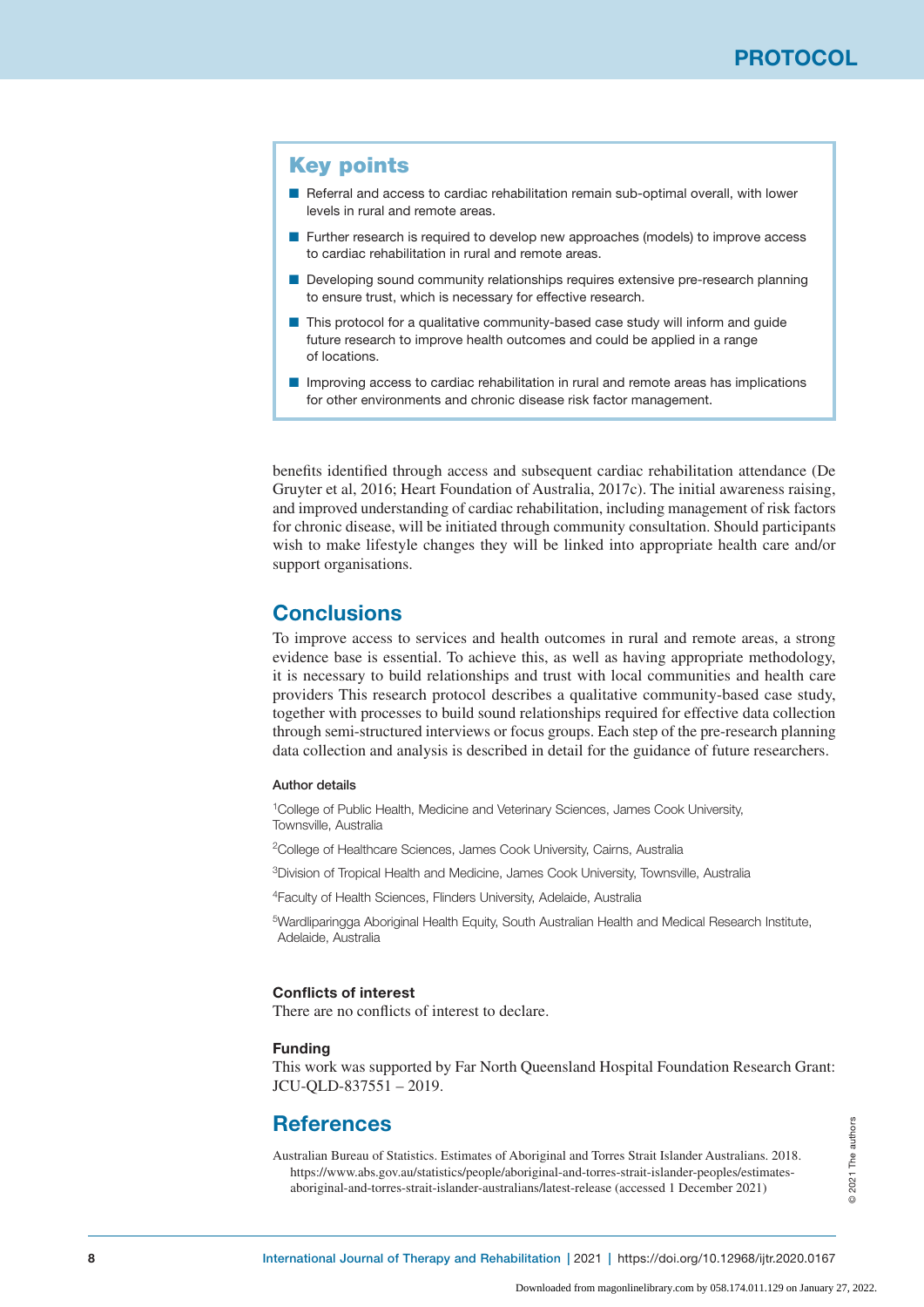## Key points

- Referral and access to cardiac rehabilitation remain sub-optimal overall, with lower levels in rural and remote areas.
- Further research is required to develop new approaches (models) to improve access to cardiac rehabilitation in rural and remote areas.
- Developing sound community relationships requires extensive pre-research planning to ensure trust, which is necessary for effective research.
- This protocol for a qualitative community-based case study will inform and guide future research to improve health outcomes and could be applied in a range of locations.
- Improving access to cardiac rehabilitation in rural and remote areas has implications for other environments and chronic disease risk factor management.

benefits identified through access and subsequent cardiac rehabilitation attendance (De Gruyter et al, 2016; Heart Foundation of Australia, 2017c). The initial awareness raising, and improved understanding of cardiac rehabilitation, including management of risk factors for chronic disease, will be initiated through community consultation. Should participants wish to make lifestyle changes they will be linked into appropriate health care and/or support organisations.

## Conclusions

To improve access to services and health outcomes in rural and remote areas, a strong evidence base is essential. To achieve this, as well as having appropriate methodology, it is necessary to build relationships and trust with local communities and health care providers This research protocol describes a qualitative community-based case study, together with processes to build sound relationships required for effective data collection through semi-structured interviews or focus groups. Each step of the pre-research planning data collection and analysis is described in detail for the guidance of future researchers.

#### Author details

[1]College of Public Health, Medicine and Veterinary Sciences, James Cook University, Townsville, Australia

[2]College of Healthcare Sciences, James Cook University, Cairns, Australia

[3]Division of Tropical Health and Medicine, James Cook University, Townsville, Australia

[4]Faculty of Health Sciences, Flinders University, Adelaide, Australia

[5]Wardliparingga Aboriginal Health Equity, South Australian Health and Medical Research Institute, Adelaide, Australia

#### Conflicts of interest

There are no conflicts of interest to declare.

#### Funding

This work was supported by Far North Queensland Hospital Foundation Research Grant: JCU-QLD-837551 – 2019.

## References

Australian Bureau of Statistics. Estimates of Aboriginal and Torres Strait Islander Australians. 2018. https://www.abs.gov.au/statistics/people/aboriginal-and-torres-strait-islander-peoples/estimates-aboriginal-and-torres-strait-islander-australians/latest-release (accessed 1 December 2021)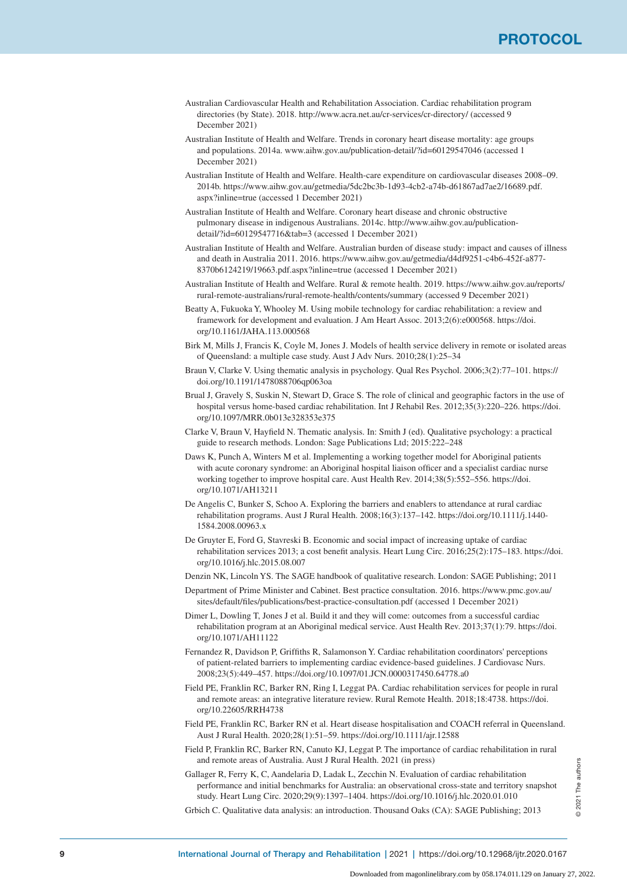Australian Cardiovascular Health and Rehabilitation Association. Cardiac rehabilitation program directories (by State). 2018. http://www.acra.net.au/cr-services/cr-directory/ (accessed 9 December 2021)

Australian Institute of Health and Welfare. Trends in coronary heart disease mortality: age groups and populations. 2014a. www.aihw.gov.au/publication-detail/?id=60129547046 (accessed 1 December 2021)

Australian Institute of Health and Welfare. Health-care expenditure on cardiovascular diseases 2008–09. 2014b. https://www.aihw.gov.au/getmedia/5dc2bc3b-1d93-4cb2-a74b-d61867ad7ae2/16689.pdf.aspx?inline=true (accessed 1 December 2021)

Australian Institute of Health and Welfare. Coronary heart disease and chronic obstructive pulmonary disease in indigenous Australians. 2014c. http://www.aihw.gov.au/publication-detail/?id=60129547716&tab=3 (accessed 1 December 2021)

Australian Institute of Health and Welfare. Australian burden of disease study: impact and causes of illness and death in Australia 2011. 2016. https://www.aihw.gov.au/getmedia/d4df9251-c4b6-452f-a877-8370b6124219/19663.pdf.aspx?inline=true (accessed 1 December 2021)

Australian Institute of Health and Welfare. Rural & remote health. 2019. https://www.aihw.gov.au/reports/rural-remote-australians/rural-remote-health/contents/summary (accessed 9 December 2021)

Beatty A, Fukuoka Y, Whooley M. Using mobile technology for cardiac rehabilitation: a review and framework for development and evaluation. J Am Heart Assoc. 2013;2(6):e000568. https://doi.org/10.1161/JAHA.113.000568

Birk M, Mills J, Francis K, Coyle M, Jones J. Models of health service delivery in remote or isolated areas of Queensland: a multiple case study. Aust J Adv Nurs. 2010;28(1):25–34

Braun V, Clarke V. Using thematic analysis in psychology. Qual Res Psychol. 2006;3(2):77–101. https://doi.org/10.1191/1478088706qp063oa

Brual J, Gravely S, Suskin N, Stewart D, Grace S. The role of clinical and geographic factors in the use of hospital versus home-based cardiac rehabilitation. Int J Rehabil Res. 2012;35(3):220–226. https://doi.org/10.1097/MRR.0b013e328353e375

Clarke V, Braun V, Hayfield N. Thematic analysis. In: Smith J (ed). Qualitative psychology: a practical guide to research methods. London: Sage Publications Ltd; 2015:222–248

Daws K, Punch A, Winters M et al. Implementing a working together model for Aboriginal patients with acute coronary syndrome: an Aboriginal hospital liaison officer and a specialist cardiac nurse working together to improve hospital care. Aust Health Rev. 2014;38(5):552–556. https://doi.org/10.1071/AH13211

De Angelis C, Bunker S, Schoo A. Exploring the barriers and enablers to attendance at rural cardiac rehabilitation programs. Aust J Rural Health. 2008;16(3):137–142. https://doi.org/10.1111/j.1440-1584.2008.00963.x

De Gruyter E, Ford G, Stavreski B. Economic and social impact of increasing uptake of cardiac rehabilitation services 2013; a cost benefit analysis. Heart Lung Circ. 2016;25(2):175–183. https://doi.org/10.1016/j.hlc.2015.08.007

Denzin NK, Lincoln YS. The SAGE handbook of qualitative research. London: SAGE Publishing; 2011

Department of Prime Minister and Cabinet. Best practice consultation. 2016. https://www.pmc.gov.au/sites/default/files/publications/best-practice-consultation.pdf (accessed 1 December 2021)

Dimer L, Dowling T, Jones J et al. Build it and they will come: outcomes from a successful cardiac rehabilitation program at an Aboriginal medical service. Aust Health Rev. 2013;37(1):79. https://doi.org/10.1071/AH11122

Fernandez R, Davidson P, Griffiths R, Salamonson Y. Cardiac rehabilitation coordinators' perceptions of patient-related barriers to implementing cardiac evidence-based guidelines. J Cardiovasc Nurs. 2008;23(5):449–457. https://doi.org/10.1097/01.JCN.0000317450.64778.a0

Field PE, Franklin RC, Barker RN, Ring I, Leggat PA. Cardiac rehabilitation services for people in rural and remote areas: an integrative literature review. Rural Remote Health. 2018;18:4738. https://doi.org/10.22605/RRH4738

Field PE, Franklin RC, Barker RN et al. Heart disease hospitalisation and COACH referral in Queensland. Aust J Rural Health. 2020;28(1):51–59. https://doi.org/10.1111/ajr.12588

Field P, Franklin RC, Barker RN, Canuto KJ, Leggat P. The importance of cardiac rehabilitation in rural and remote areas of Australia. Aust J Rural Health. 2021 (in press)

Gallager R, Ferry K, C, Aandelaria D, Ladak L, Zecchin N. Evaluation of cardiac rehabilitation performance and initial benchmarks for Australia: an observational cross-state and territory snapshot study. Heart Lung Circ. 2020;29(9):1397–1404. https://doi.org/10.1016/j.hlc.2020.01.010

Grbich C. Qualitative data analysis: an introduction. Thousand Oaks (CA): SAGE Publishing; 2013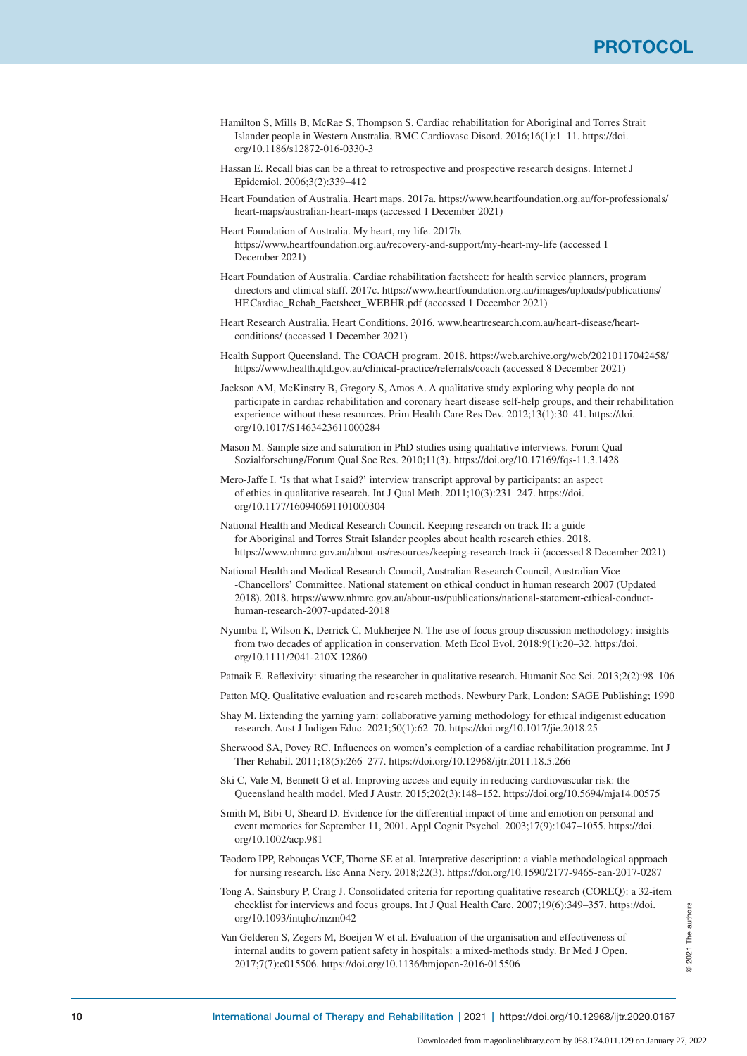Hamilton S, Mills B, McRae S, Thompson S. Cardiac rehabilitation for Aboriginal and Torres Strait Islander people in Western Australia. BMC Cardiovasc Disord. 2016;16(1):1–11. https://doi.org/10.1186/s12872-016-0330-3

Hassan E. Recall bias can be a threat to retrospective and prospective research designs. Internet J Epidemiol. 2006;3(2):339–412

Heart Foundation of Australia. Heart maps. 2017a. https://www.heartfoundation.org.au/for-professionals/heart-maps/australian-heart-maps (accessed 1 December 2021)

Heart Foundation of Australia. My heart, my life. 2017b. https://www.heartfoundation.org.au/recovery-and-support/my-heart-my-life (accessed 1 December 2021)

Heart Foundation of Australia. Cardiac rehabilitation factsheet: for health service planners, program directors and clinical staff. 2017c. https://www.heartfoundation.org.au/images/uploads/publications/HF.Cardiac_Rehab_Factsheet_WEBHR.pdf (accessed 1 December 2021)

Heart Research Australia. Heart Conditions. 2016. www.heartresearch.com.au/heart-disease/heart-conditions/ (accessed 1 December 2021)

Health Support Queensland. The COACH program. 2018. https://web.archive.org/web/20210117042458/https://www.health.qld.gov.au/clinical-practice/referrals/coach (accessed 8 December 2021)

Jackson AM, McKinstry B, Gregory S, Amos A. A qualitative study exploring why people do not participate in cardiac rehabilitation and coronary heart disease self-help groups, and their rehabilitation experience without these resources. Prim Health Care Res Dev. 2012;13(1):30–41. https://doi.org/10.1017/S1463423611000284

Mason M. Sample size and saturation in PhD studies using qualitative interviews. Forum Qual Sozialforschung/Forum Qual Soc Res. 2010;11(3). https://doi.org/10.17169/fqs-11.3.1428

Mero-Jaffe I. 'Is that what I said?' interview transcript approval by participants: an aspect of ethics in qualitative research. Int J Qual Meth. 2011;10(3):231–247. https://doi.org/10.1177/160940691101000304

National Health and Medical Research Council. Keeping research on track II: a guide for Aboriginal and Torres Strait Islander peoples about health research ethics. 2018. https://www.nhmrc.gov.au/about-us/resources/keeping-research-track-ii (accessed 8 December 2021)

National Health and Medical Research Council, Australian Research Council, Australian Vice -Chancellors' Committee. National statement on ethical conduct in human research 2007 (Updated 2018). 2018. https://www.nhmrc.gov.au/about-us/publications/national-statement-ethical-conduct-human-research-2007-updated-2018

Nyumba T, Wilson K, Derrick C, Mukherjee N. The use of focus group discussion methodology: insights from two decades of application in conservation. Meth Ecol Evol. 2018;9(1):20–32. https:/doi.org/10.1111/2041-210X.12860

Patnaik E. Reflexivity: situating the researcher in qualitative research. Humanit Soc Sci. 2013;2(2):98–106

Patton MQ. Qualitative evaluation and research methods. Newbury Park, London: SAGE Publishing; 1990

Shay M. Extending the yarning yarn: collaborative yarning methodology for ethical indigenist education research. Aust J Indigen Educ. 2021;50(1):62–70. https://doi.org/10.1017/jie.2018.25

Sherwood SA, Povey RC. Influences on women's completion of a cardiac rehabilitation programme. Int J Ther Rehabil. 2011;18(5):266–277. https://doi.org/10.12968/ijtr.2011.18.5.266

Ski C, Vale M, Bennett G et al. Improving access and equity in reducing cardiovascular risk: the Queensland health model. Med J Austr. 2015;202(3):148–152. https://doi.org/10.5694/mja14.00575

Smith M, Bibi U, Sheard D. Evidence for the differential impact of time and emotion on personal and event memories for September 11, 2001. Appl Cognit Psychol. 2003;17(9):1047–1055. https://doi.org/10.1002/acp.981

Teodoro IPP, Rebouças VCF, Thorne SE et al. Interpretive description: a viable methodological approach for nursing research. Esc Anna Nery. 2018;22(3). https://doi.org/10.1590/2177-9465-ean-2017-0287

Tong A, Sainsbury P, Craig J. Consolidated criteria for reporting qualitative research (COREQ): a 32-item checklist for interviews and focus groups. Int J Qual Health Care. 2007;19(6):349–357. https://doi.org/10.1093/intqhc/mzm042

Van Gelderen S, Zegers M, Boeijen W et al. Evaluation of the organisation and effectiveness of internal audits to govern patient safety in hospitals: a mixed-methods study. Br Med J Open. 2017;7(7):e015506. https://doi.org/10.1136/bmjopen-2016-015506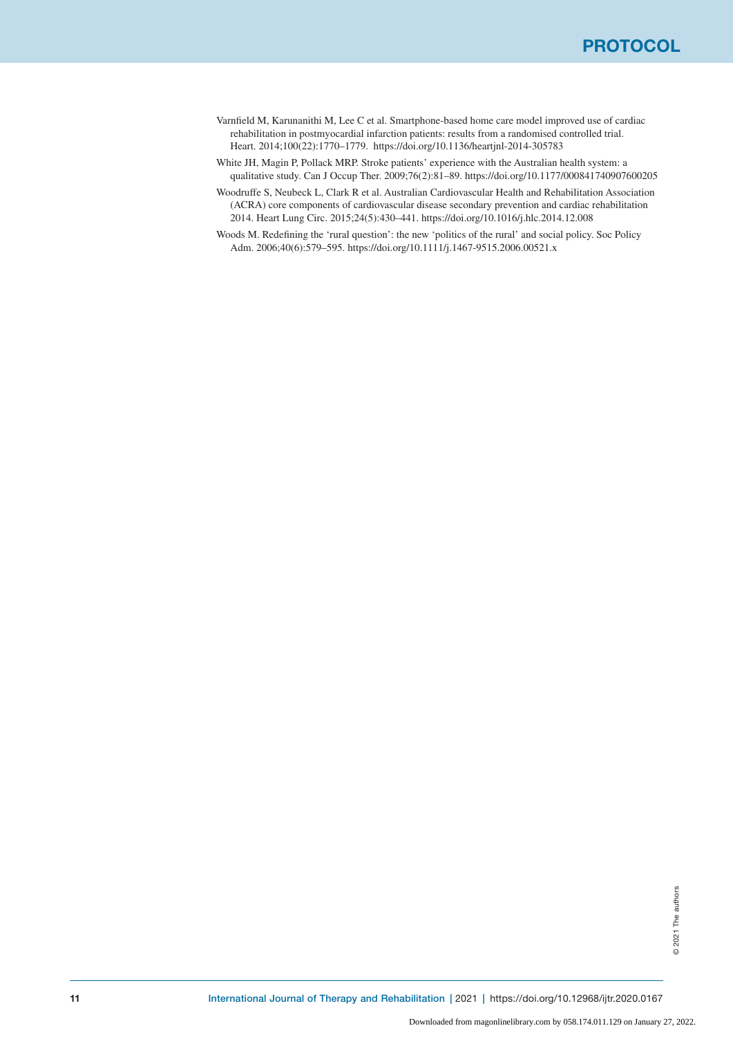Varnfield M, Karunanithi M, Lee C et al. Smartphone-based home care model improved use of cardiac rehabilitation in postmyocardial infarction patients: results from a randomised controlled trial. Heart. 2014;100(22):1770–1779. https://doi.org/10.1136/heartjnl-2014-305783

White JH, Magin P, Pollack MRP. Stroke patients' experience with the Australian health system: a qualitative study. Can J Occup Ther. 2009;76(2):81–89. https://doi.org/10.1177/000841740907600205

Woodruffe S, Neubeck L, Clark R et al. Australian Cardiovascular Health and Rehabilitation Association (ACRA) core components of cardiovascular disease secondary prevention and cardiac rehabilitation 2014. Heart Lung Circ. 2015;24(5):430–441. https://doi.org/10.1016/j.hlc.2014.12.008

Woods M. Redefining the 'rural question': the new 'politics of the rural' and social policy. Soc Policy Adm. 2006;40(6):579–595. https://doi.org/10.1111/j.1467-9515.2006.00521.x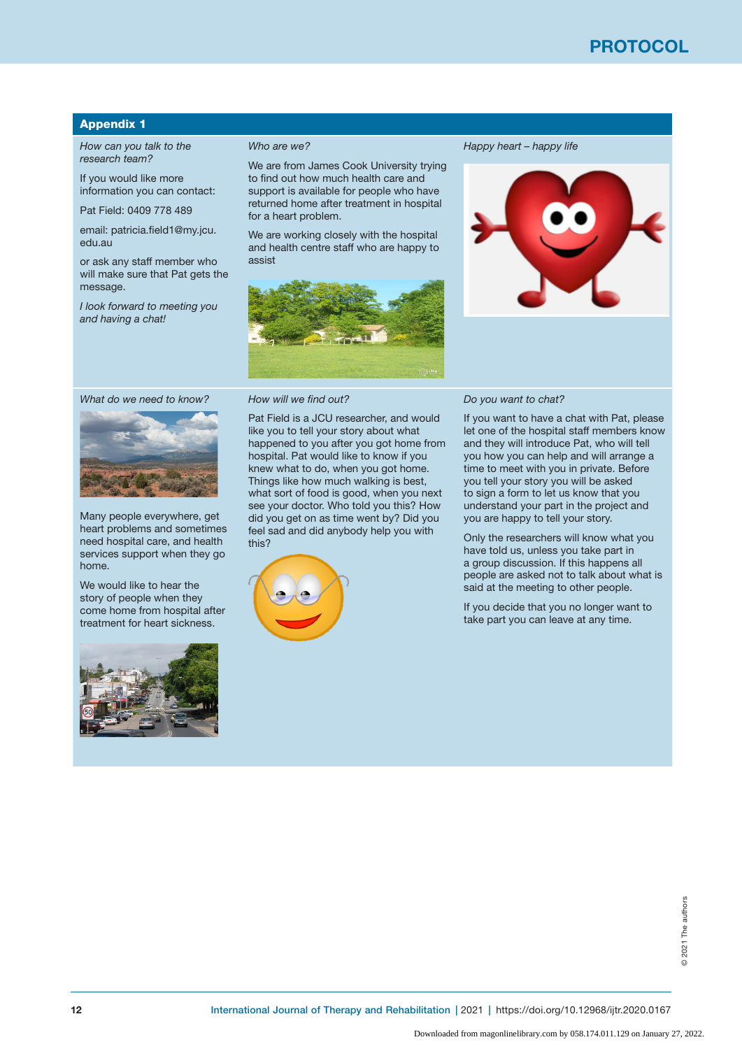## Appendix 1

*How can you talk to the research team?*

If you would like more information you can contact:

Pat Field: 0409 778 489

email: patricia.field1@my.jcu.edu.au

or ask any staff member who will make sure that Pat gets the message.

*I look forward to meeting you and having a chat!*

*Who are we?*

We are from James Cook University trying to find out how much health care and support is available for people who have returned home after treatment in hospital for a heart problem.

We are working closely with the hospital and health centre staff who are happy to assist

*Happy heart – happy life*

*What do we need to know?*

Many people everywhere, get heart problems and sometimes need hospital care, and health services support when they go home.

We would like to hear the story of people when they come home from hospital after treatment for heart sickness.

*How will we find out?*

Pat Field is a JCU researcher, and would like you to tell your story about what happened to you after you got home from hospital. Pat would like to know if you knew what to do, when you got home. Things like how much walking is best, what sort of food is good, when you next see your doctor. Who told you this? How did you get on as time went by? Did you feel sad and did anybody help you with this?

*Do you want to chat?*

If you want to have a chat with Pat, please let one of the hospital staff members know and they will introduce Pat, who will tell you how you can help and will arrange a time to meet with you in private. Before you tell your story you will be asked to sign a form to let us know that you understand your part in the project and you are happy to tell your story.

Only the researchers will know what you have told us, unless you take part in a group discussion. If this happens all people are asked not to talk about what is said at the meeting to other people.

If you decide that you no longer want to take part you can leave at any time.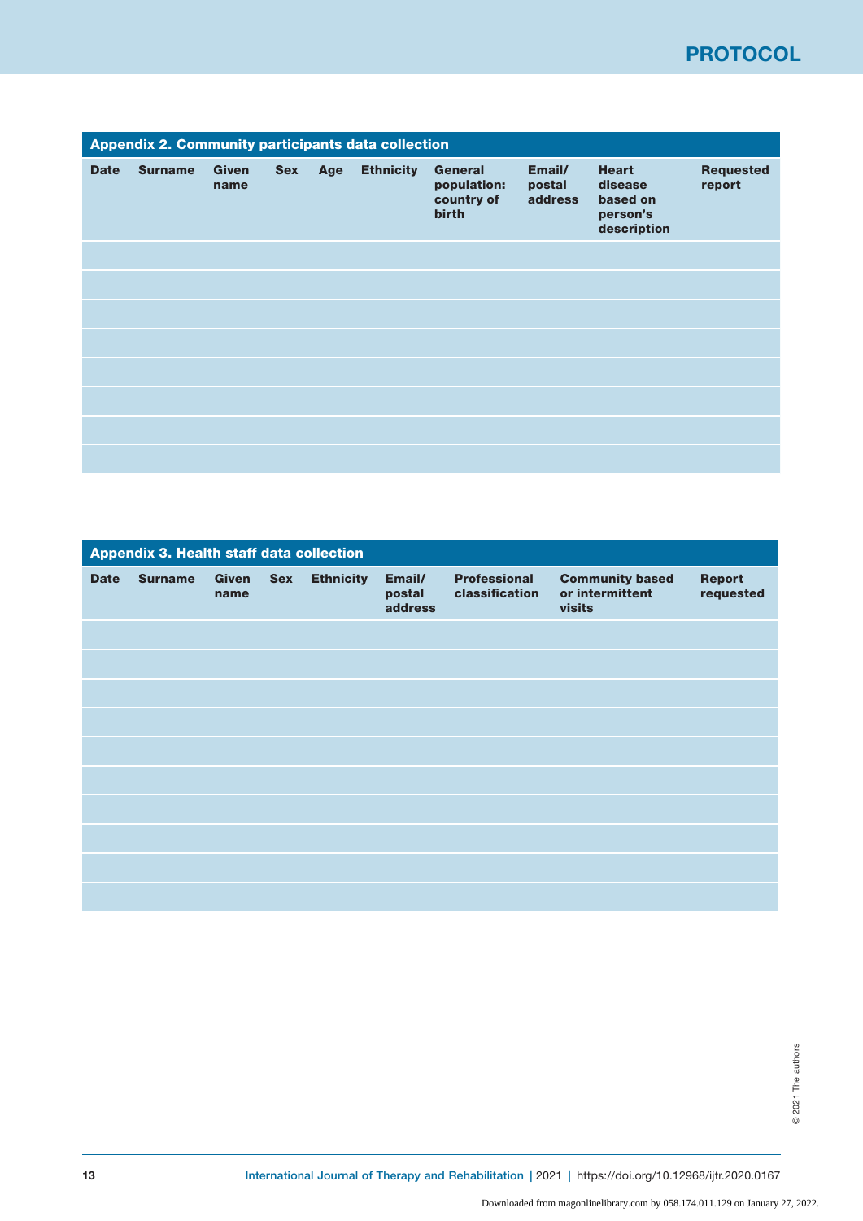## Appendix 2. Community participants data collection

| Date | Surname | Given name | Sex | Age | Ethnicity | General population: country of birth | Email/ postal address | Heart disease based on person's description | Requested report |
|---|---|---|---|---|---|---|---|---|---|
| | | | | | | | | | |
| | | | | | | | | | |
| | | | | | | | | | |
| | | | | | | | | | |
| | | | | | | | | | |
| | | | | | | | | | |
| | | | | | | | | | |
| | | | | | | | | | |

## Appendix 3. Health staff data collection

| Date | Surname | Given name | Sex | Ethnicity | Email/ postal address | Professional classification | Community based or intermittent visits | Report requested |
|---|---|---|---|---|---|---|---|---|
| | | | | | | | | |
| | | | | | | | | |
| | | | | | | | | |
| | | | | | | | | |
| | | | | | | | | |
| | | | | | | | | |
| | | | | | | | | |
| | | | | | | | | |
| | | | | | | | | |
| | | | | | | | | |